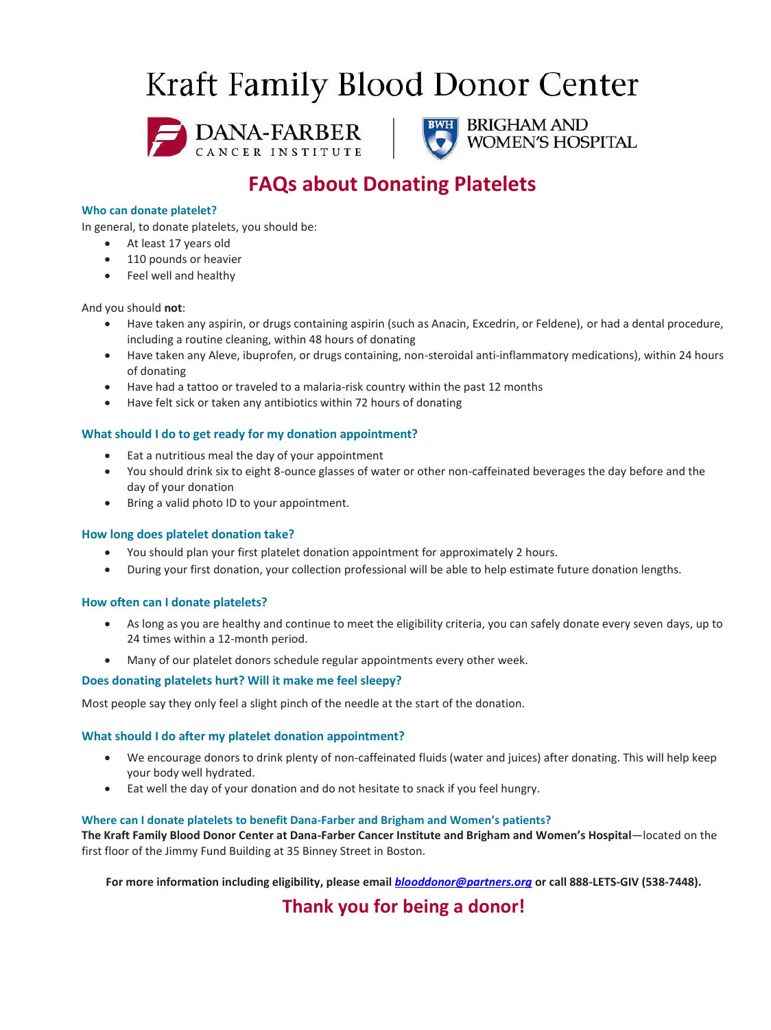# Kraft Family Blood Donor Center

DANA-FARBER CANCER INSTITUTE | BRIGHAM AND WOMEN'S HOSPITAL

## FAQs about Donating Platelets

### Who can donate platelet?

In general, to donate platelets, you should be:

- At least 17 years old
- 110 pounds or heavier
- Feel well and healthy

And you should **not**:

- Have taken any aspirin, or drugs containing aspirin (such as Anacin, Excedrin, or Feldene), or had a dental procedure, including a routine cleaning, within 48 hours of donating
- Have taken any Aleve, ibuprofen, or drugs containing, non-steroidal anti-inflammatory medications), within 24 hours of donating
- Have had a tattoo or traveled to a malaria-risk country within the past 12 months
- Have felt sick or taken any antibiotics within 72 hours of donating

### What should I do to get ready for my donation appointment?

- Eat a nutritious meal the day of your appointment
- You should drink six to eight 8-ounce glasses of water or other non-caffeinated beverages the day before and the day of your donation
- Bring a valid photo ID to your appointment.

### How long does platelet donation take?

- You should plan your first platelet donation appointment for approximately 2 hours.
- During your first donation, your collection professional will be able to help estimate future donation lengths.

### How often can I donate platelets?

- As long as you are healthy and continue to meet the eligibility criteria, you can safely donate every seven days, up to 24 times within a 12-month period.
- Many of our platelet donors schedule regular appointments every other week.

### Does donating platelets hurt? Will it make me feel sleepy?

Most people say they only feel a slight pinch of the needle at the start of the donation.

### What should I do after my platelet donation appointment?

- We encourage donors to drink plenty of non-caffeinated fluids (water and juices) after donating. This will help keep your body well hydrated.
- Eat well the day of your donation and do not hesitate to snack if you feel hungry.

### Where can I donate platelets to benefit Dana-Farber and Brigham and Women's patients?

**The Kraft Family Blood Donor Center at Dana-Farber Cancer Institute and Brigham and Women's Hospital**—located on the first floor of the Jimmy Fund Building at 35 Binney Street in Boston.

**For more information including eligibility, please email *blooddonor@partners.org* or call 888-LETS-GIV (538-7448).**

## Thank you for being a donor!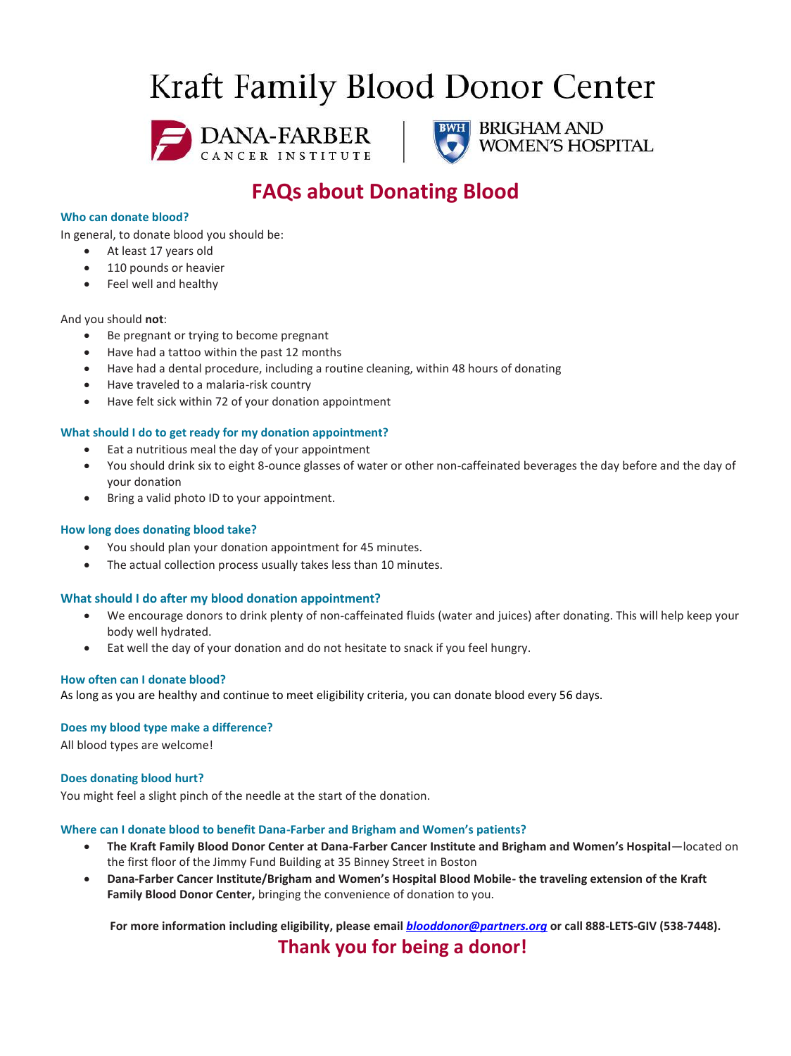# Kraft Family Blood Donor Center

DANA-FARBER CANCER INSTITUTE | BRIGHAM AND WOMEN'S HOSPITAL

## FAQs about Donating Blood

### Who can donate blood?

In general, to donate blood you should be:

- At least 17 years old
- 110 pounds or heavier
- Feel well and healthy

And you should **not**:

- Be pregnant or trying to become pregnant
- Have had a tattoo within the past 12 months
- Have had a dental procedure, including a routine cleaning, within 48 hours of donating
- Have traveled to a malaria-risk country
- Have felt sick within 72 of your donation appointment

### What should I do to get ready for my donation appointment?

- Eat a nutritious meal the day of your appointment
- You should drink six to eight 8-ounce glasses of water or other non-caffeinated beverages the day before and the day of your donation
- Bring a valid photo ID to your appointment.

### How long does donating blood take?

- You should plan your donation appointment for 45 minutes.
- The actual collection process usually takes less than 10 minutes.

### What should I do after my blood donation appointment?

- We encourage donors to drink plenty of non-caffeinated fluids (water and juices) after donating. This will help keep your body well hydrated.
- Eat well the day of your donation and do not hesitate to snack if you feel hungry.

### How often can I donate blood?

As long as you are healthy and continue to meet eligibility criteria, you can donate blood every 56 days.

### Does my blood type make a difference?

All blood types are welcome!

### Does donating blood hurt?

You might feel a slight pinch of the needle at the start of the donation.

### Where can I donate blood to benefit Dana-Farber and Brigham and Women's patients?

- **The Kraft Family Blood Donor Center at Dana-Farber Cancer Institute and Brigham and Women's Hospital**—located on the first floor of the Jimmy Fund Building at 35 Binney Street in Boston
- **Dana-Farber Cancer Institute/Brigham and Women's Hospital Blood Mobile- the traveling extension of the Kraft Family Blood Donor Center,** bringing the convenience of donation to you.

**For more information including eligibility, please email *blooddonor@partners.org* or call 888-LETS-GIV (538-7448).**

## Thank you for being a donor!